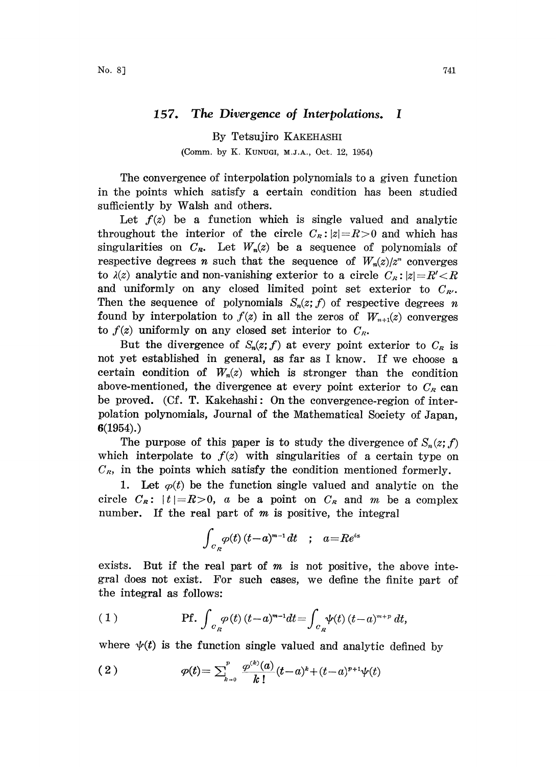# 157. *The Divergence of Interpolations. I*

By Tetsujiro KAKEHASHI

(Comm. by K. KUNUGI, M.J.A., Oct. 12, 1954)

The convergence of interpolation polynomials to a given function in the points which satisfy a certain condition has been studied sufficiently by Walsh and others.

Let $f(z)$ be a function which is single valued and analytic throughout the interior of the circle $C_R: |z|=R>0$ and which has singularities on $C_R$. Let $W_n(z)$ be a sequence of polynomials of respective degrees $n$ such that the sequence of $W_n(z)/z^n$ converges to $\lambda(z)$ analytic and non-vanishing exterior to a circle $C_{R'}: |z|=R'<R$ and uniformly on any closed limited point set exterior to $C_{R'}$. Then the sequence of polynomials $S_n(z; f)$ of respective degrees $n$ found by interpolation to $f(z)$ in all the zeros of $W_{n+1}(z)$ converges to $f(z)$ uniformly on any closed set interior to $C_R$.

But the divergence of $S_n(z; f)$ at every point exterior to $C_R$ is not yet established in general, as far as I know. If we choose a certain condition of $W_n(z)$ which is stronger than the condition above-mentioned, the divergence at every point exterior to $C_R$ can be proved. (Cf. T. Kakehashi: On the convergence-region of interpolation polynomials, Journal of the Mathematical Society of Japan, **6**(1954).)

The purpose of this paper is to study the divergence of $S_n(z; f)$ which interpolate to $f(z)$ with singularities of a certain type on $C_R$, in the points which satisfy the condition mentioned formerly.

1. Let $\varphi(t)$ be the function single valued and analytic on the circle $C_R$: $|t|=R>0$, $a$ be a point on $C_R$ and $m$ be a complex number. If the real part of $m$ is positive, the integral

$$\int_{C_R} \varphi(t)\,(t-a)^{m-1}\,dt \quad ; \quad a=Re^{i\alpha}$$

exists. But if the real part of $m$ is not positive, the above integral does not exist. For such cases, we define the finite part of the integral as follows:

$$\text{Pf.} \int_{C_R} \varphi(t)\,(t-a)^{m-1}dt = \int_{C_R} \psi(t)\,(t-a)^{m+p}\,dt, \tag{1}$$

where $\psi(t)$ is the function single valued and analytic defined by

$$\varphi(t) = \sum_{k=0}^{p} \frac{\varphi^{(k)}(a)}{k\,!}(t-a)^k + (t-a)^{p+1}\psi(t) \tag{2}$$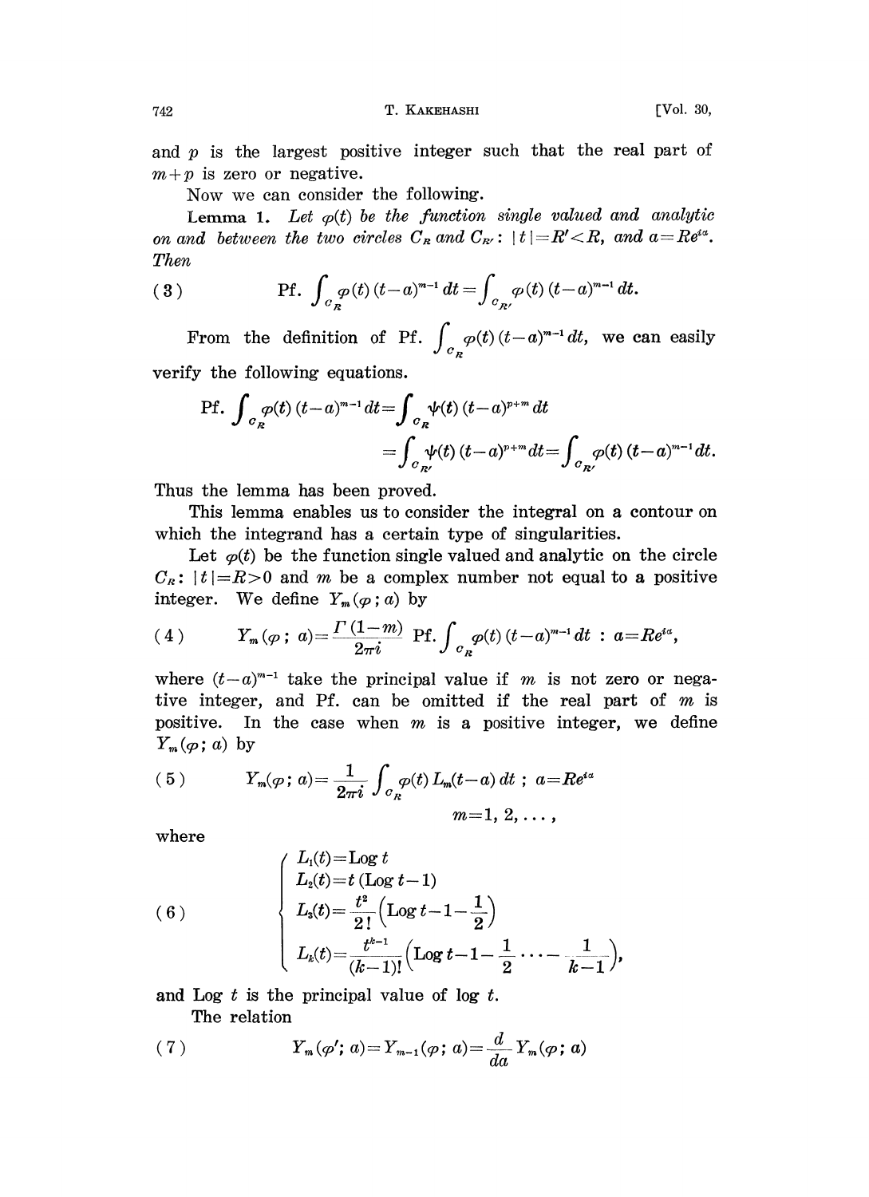and $p$ is the largest positive integer such that the real part of $m+p$ is zero or negative.

Now we can consider the following.

**Lemma 1.** *Let $\varphi(t)$ be the function single valued and analytic on and between the two circles $C_R$ and $C_{R'}$: $|t|=R'<R$, and $a=Re^{i\alpha}$. Then*

$$\text{Pf.} \int_{C_R} \varphi(t)\,(t-a)^{m-1}\,dt = \int_{C_{R'}} \varphi(t)\,(t-a)^{m-1}\,dt. \tag{3}$$

From the definition of $\text{Pf.} \int_{C_R} \varphi(t)\,(t-a)^{m-1}\,dt$, we can easily verify the following equations.

$$\begin{aligned}\text{Pf.} \int_{C_R} \varphi(t)\,(t-a)^{m-1}\,dt &= \int_{C_R} \psi(t)\,(t-a)^{p+m}\,dt \\ &= \int_{C_{R'}} \psi(t)\,(t-a)^{p+m}\,dt = \int_{C_{R'}} \varphi(t)\,(t-a)^{m-1}\,dt.\end{aligned}$$

Thus the lemma has been proved.

This lemma enables us to consider the integral on a contour on which the integrand has a certain type of singularities.

Let $\varphi(t)$ be the function single valued and analytic on the circle $C_R$: $|t|=R>0$ and $m$ be a complex number not equal to a positive integer. We define $Y_m(\varphi\,;a)$ by

$$Y_m(\varphi\,;\,a) = \frac{\Gamma(1-m)}{2\pi i}\ \text{Pf.} \int_{C_R} \varphi(t)\,(t-a)^{m-1}\,dt\ :\ a=Re^{i\alpha}, \tag{4}$$

where $(t-a)^{m-1}$ take the principal value if $m$ is not zero or negative integer, and Pf. can be omitted if the real part of $m$ is positive. In the case when $m$ is a positive integer, we define $Y_m(\varphi;\,a)$ by

$$Y_m(\varphi;\,a) = \frac{1}{2\pi i}\int_{C_R} \varphi(t)\,L_m(t-a)\,dt\ ;\ a=Re^{i\alpha} \qquad m=1,\,2,\,\dots, \tag{5}$$

where

$$\begin{cases} L_1(t) = \text{Log}\, t \\ L_2(t) = t\,(\text{Log}\, t - 1) \\ L_3(t) = \dfrac{t^2}{2!}\left(\text{Log}\, t - 1 - \dfrac{1}{2}\right) \\ L_k(t) = \dfrac{t^{k-1}}{(k-1)!}\left(\text{Log}\, t - 1 - \dfrac{1}{2} \cdots - \dfrac{1}{k-1}\right), \end{cases} \tag{6}$$

and $\text{Log}\, t$ is the principal value of $\log t$.

The relation

$$Y_m(\varphi';\,a) = Y_{m-1}(\varphi;\,a) = \frac{d}{da}\,Y_m(\varphi;\,a) \tag{7}$$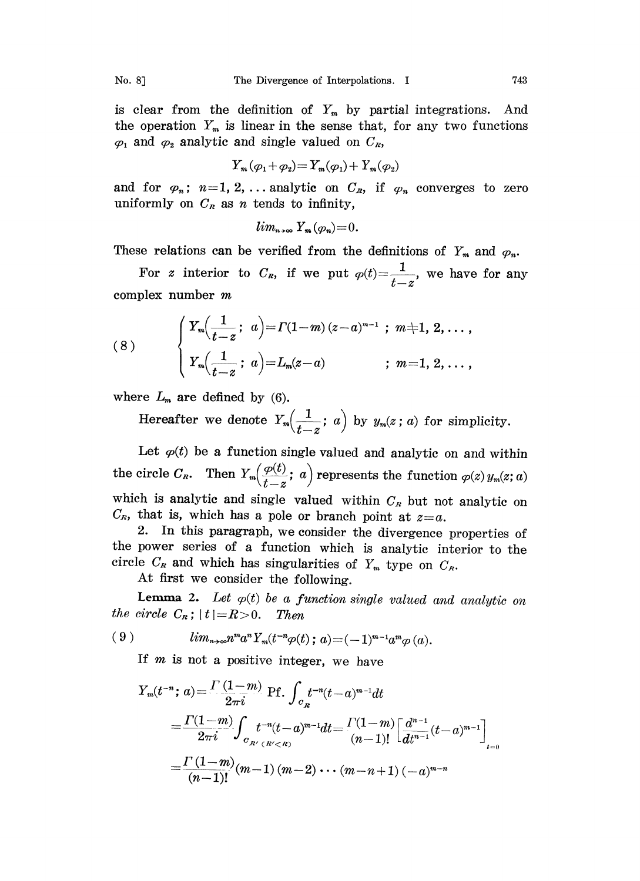is clear from the definition of $Y_m$ by partial integrations. And the operation $Y_m$ is linear in the sense that, for any two functions $\varphi_1$ and $\varphi_2$ analytic and single valued on $C_R$,

$$Y_m(\varphi_1+\varphi_2)=Y_m(\varphi_1)+Y_m(\varphi_2)$$

and for $\varphi_n$; $n=1, 2, \ldots$ analytic on $C_R$, if $\varphi_n$ converges to zero uniformly on $C_R$ as $n$ tends to infinity,

$$lim_{n\to\infty} Y_m(\varphi_n)=0.$$

These relations can be verified from the definitions of $Y_m$ and $\varphi_n$.

For $z$ interior to $C_R$, if we put $\varphi(t)=\dfrac{1}{t-z}$, we have for any complex number $m$

$$(8)\qquad \begin{cases} Y_m\left(\dfrac{1}{t-z};\ a\right)=\Gamma(1-m)\,(z-a)^{m-1}\ ; \ m\neq 1, 2, \ldots, \\ Y_m\left(\dfrac{1}{t-z};\ a\right)=L_m(z-a) \qquad\qquad ; \ m=1, 2, \ldots, \end{cases}$$

where $L_m$ are defined by (6).

Hereafter we denote $Y_m\left(\dfrac{1}{t-z};\ a\right)$ by $y_m(z\,;\,a)$ for simplicity.

Let $\varphi(t)$ be a function single valued and analytic on and within the circle $C_R$. Then $Y_m\left(\dfrac{\varphi(t)}{t-z};\ a\right)$ represents the function $\varphi(z)\,y_m(z;a)$ which is analytic and single valued within $C_R$ but not analytic on $C_R$, that is, which has a pole or branch point at $z=a$.

2. In this paragraph, we consider the divergence properties of the power series of a function which is analytic interior to the circle $C_R$ and which has singularities of $Y_m$ type on $C_R$.

At first we consider the following.

**Lemma 2.** *Let $\varphi(t)$ be a function single valued and analytic on the circle $C_R$; $|t|=R>0$. Then*

$$(9)\qquad lim_{n\to\infty} n^m a^n Y_m(t^{-n}\varphi(t)\,;\,a)=(-1)^{m-1}a^m\varphi(a).$$

If $m$ is not a positive integer, we have

$$\begin{aligned} Y_m(t^{-n};\,a) &= \frac{\Gamma(1-m)}{2\pi i}\ \text{Pf.}\int_{C_R} t^{-n}(t-a)^{m-1}dt \\ &= \frac{\Gamma(1-m)}{2\pi i}\int_{C_{R'}\,(R'<R)} t^{-n}(t-a)^{m-1}dt = \frac{\Gamma(1-m)}{(n-1)!}\left[\frac{d^{n-1}}{dt^{n-1}}(t-a)^{m-1}\right]_{t=0} \\ &= \frac{\Gamma(1-m)}{(n-1)!}(m-1)\,(m-2)\cdots(m-n+1)\,(-a)^{m-n} \end{aligned}$$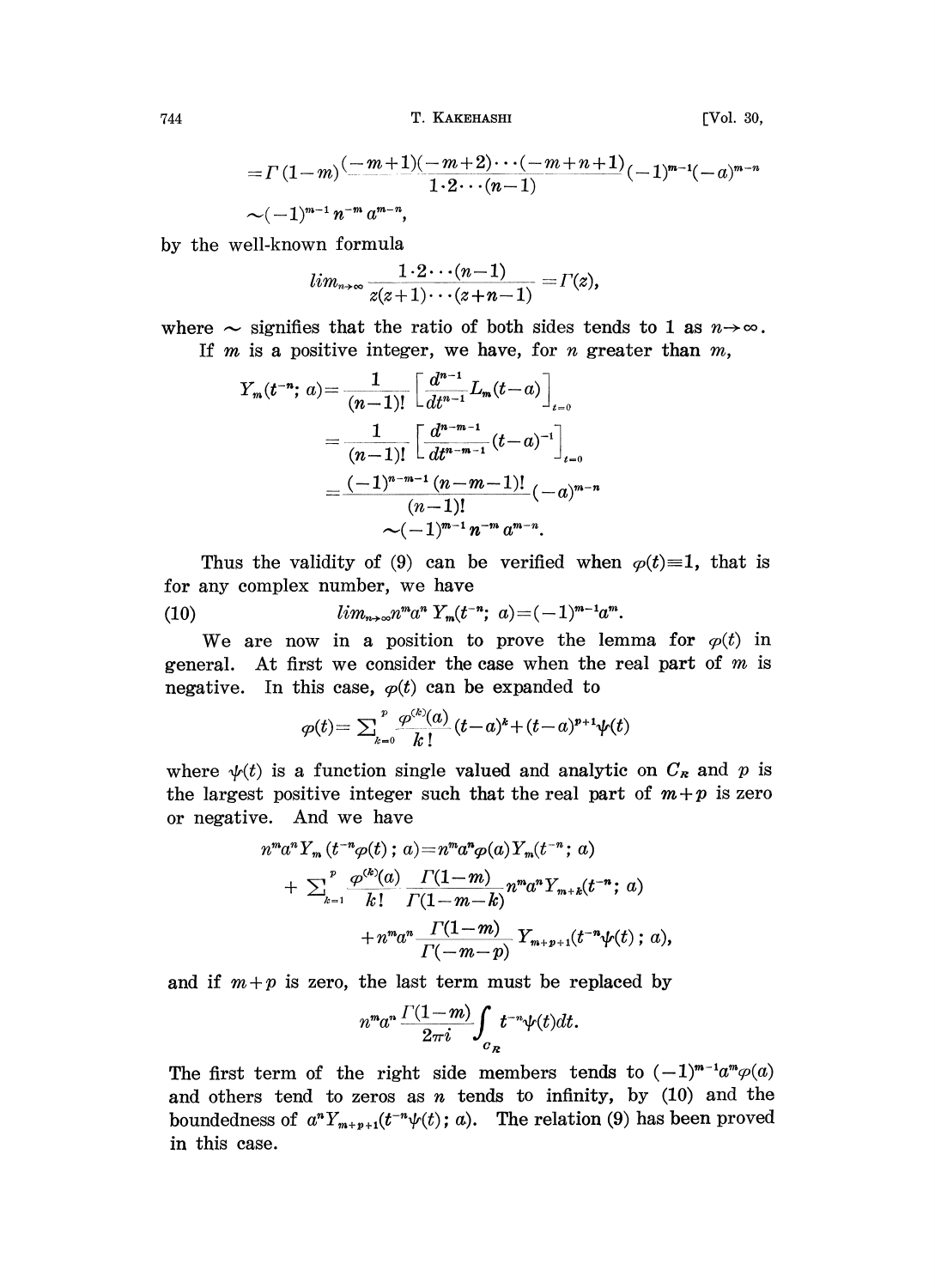$$=\Gamma(1-m)\frac{(-m+1)(-m+2)\cdots(-m+n+1)}{1\cdot 2\cdots(n-1)}(-1)^{m-1}(-a)^{m-n}$$

$$\sim(-1)^{m-1}n^{-m}a^{m-n},$$

by the well-known formula

$$lim_{n\to\infty}\frac{1\cdot 2\cdots(n-1)}{z(z+1)\cdots(z+n-1)}=\Gamma(z),$$

where $\sim$ signifies that the ratio of both sides tends to 1 as $n\to\infty$.

If $m$ is a positive integer, we have, for $n$ greater than $m$,

$$Y_m(t^{-n};\,a)=\frac{1}{(n-1)!}\left[\frac{d^{n-1}}{dt^{n-1}}L_m(t-a)\right]_{t=0}$$

$$=\frac{1}{(n-1)!}\left[\frac{d^{n-m-1}}{dt^{n-m-1}}(t-a)^{-1}\right]_{t=0}$$

$$=\frac{(-1)^{n-m-1}(n-m-1)!}{(n-1)!}(-a)^{m-n}$$

$$\sim(-1)^{m-1}n^{-m}a^{m-n}.$$

Thus the validity of (9) can be verified when $\varphi(t)\equiv 1$, that is for any complex number, we have

$$lim_{n\to\infty}n^m a^n\,Y_m(t^{-n};\,a)=(-1)^{m-1}a^m. \tag{10}$$

We are now in a position to prove the lemma for $\varphi(t)$ in general. At first we consider the case when the real part of $m$ is negative. In this case, $\varphi(t)$ can be expanded to

$$\varphi(t)=\sum_{k=0}^{p}\frac{\varphi^{(k)}(a)}{k\,!}(t-a)^k+(t-a)^{p+1}\psi(t)$$

where $\psi(t)$ is a function single valued and analytic on $C_R$ and $p$ is the largest positive integer such that the real part of $m+p$ is zero or negative. And we have

$$n^m a^n Y_m(t^{-n}\varphi(t)\,;\,a)=n^m a^n\varphi(a)Y_m(t^{-n};\,a)$$

$$+\sum_{k=1}^{p}\frac{\varphi^{(k)}(a)}{k\,!}\frac{\Gamma(1-m)}{\Gamma(1-m-k)}n^m a^n Y_{m+k}(t^{-n};\,a)$$

$$+n^m a^n\frac{\Gamma(1-m)}{\Gamma(-m-p)}Y_{m+p+1}(t^{-n}\psi(t)\,;\,a),$$

and if $m+p$ is zero, the last term must be replaced by

$$n^m a^n\frac{\Gamma(1-m)}{2\pi i}\int_{C_R}t^{-n}\psi(t)dt.$$

The first term of the right side members tends to $(-1)^{m-1}a^m\varphi(a)$ and others tend to zeros as $n$ tends to infinity, by (10) and the boundedness of $a^n Y_{m+p+1}(t^{-n}\psi(t)\,;\,a)$. The relation (9) has been proved in this case.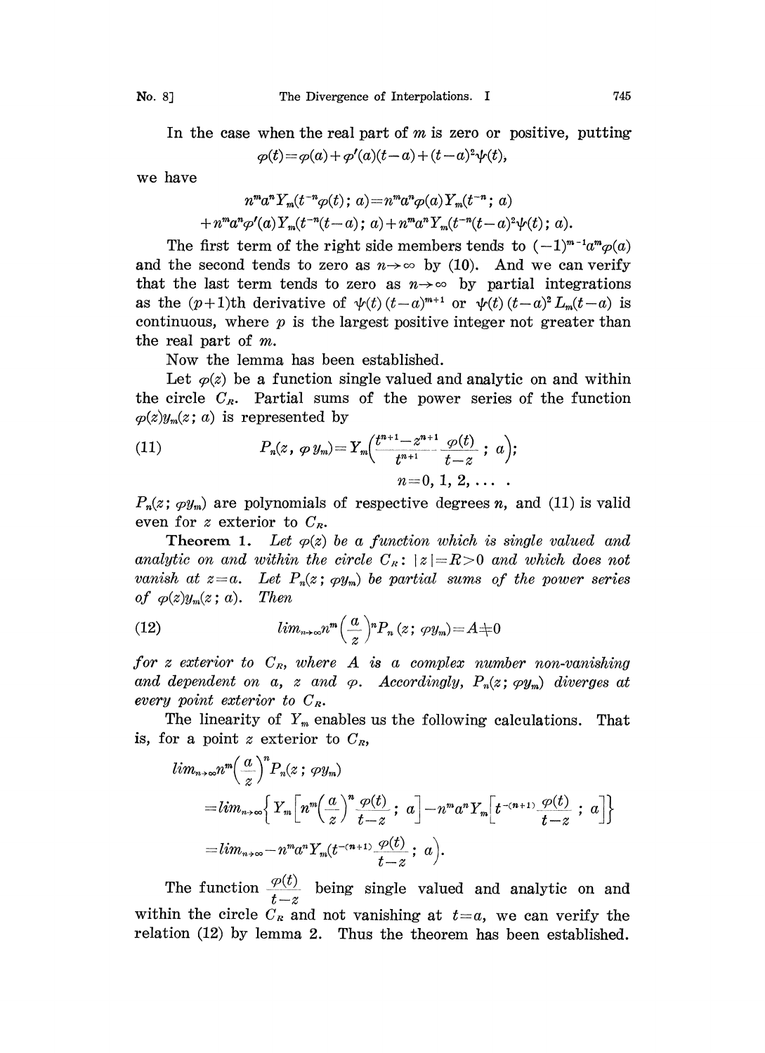In the case when the real part of $m$ is zero or positive, putting

$$\varphi(t)=\varphi(a)+\varphi'(a)(t-a)+(t-a)^2\psi(t),$$

we have

$$n^m a^n Y_m(t^{-n}\varphi(t);\, a)=n^m a^n \varphi(a) Y_m(t^{-n};\, a)$$
$$+n^m a^n \varphi'(a) Y_m(t^{-n}(t-a);\, a)+n^m a^n Y_m(t^{-n}(t-a)^2\psi(t);\, a).$$

The first term of the right side members tends to $(-1)^{m-1}a^m\varphi(a)$ and the second tends to zero as $n\to\infty$ by (10). And we can verify that the last term tends to zero as $n\to\infty$ by partial integrations as the $(p+1)$th derivative of $\psi(t)(t-a)^{m+1}$ or $\psi(t)(t-a)^2 L_m(t-a)$ is continuous, where $p$ is the largest positive integer not greater than the real part of $m$.

Now the lemma has been established.

Let $\varphi(z)$ be a function single valued and analytic on and within the circle $C_R$. Partial sums of the power series of the function $\varphi(z)y_m(z;\, a)$ is represented by

$$(11)\qquad P_n(z,\, \varphi y_m)=Y_m\left(\frac{t^{n+1}-z^{n+1}}{t^{n+1}}\frac{\varphi(t)}{t-z};\, a\right);$$
$$n=0,\,1,\,2,\,\ldots\,.$$

$P_n(z;\, \varphi y_m)$ are polynomials of respective degrees $n$, and (11) is valid even for $z$ exterior to $C_R$.

**Theorem 1.** *Let $\varphi(z)$ be a function which is single valued and analytic on and within the circle $C_R$: $|z|=R>0$ and which does not vanish at $z=a$. Let $P_n(z;\, \varphi y_m)$ be partial sums of the power series of $\varphi(z)y_m(z;\, a)$. Then*

$$(12)\qquad \lim_{n\to\infty} n^m\left(\frac{a}{z}\right)^n P_n(z;\, \varphi y_m)=A\neq 0$$

*for $z$ exterior to $C_R$, where $A$ is a complex number non-vanishing and dependent on $a$, $z$ and $\varphi$. Accordingly, $P_n(z;\, \varphi y_m)$ diverges at every point exterior to $C_R$.*

The linearity of $Y_m$ enables us the following calculations. That is, for a point $z$ exterior to $C_R$,

$$\lim_{n\to\infty} n^m\left(\frac{a}{z}\right)^n P_n(z;\, \varphi y_m)$$
$$=\lim_{n\to\infty}\left\{Y_m\left[n^m\left(\frac{a}{z}\right)^n\frac{\varphi(t)}{t-z};\, a\right]-n^m a^n Y_m\left[t^{-(n+1)}\frac{\varphi(t)}{t-z};\, a\right]\right\}$$
$$=\lim_{n\to\infty} -n^m a^n Y_m\left(t^{-(n+1)}\frac{\varphi(t)}{t-z};\, a\right).$$

The function $\dfrac{\varphi(t)}{t-z}$ being single valued and analytic on and within the circle $C_R$ and not vanishing at $t=a$, we can verify the relation (12) by lemma 2. Thus the theorem has been established.